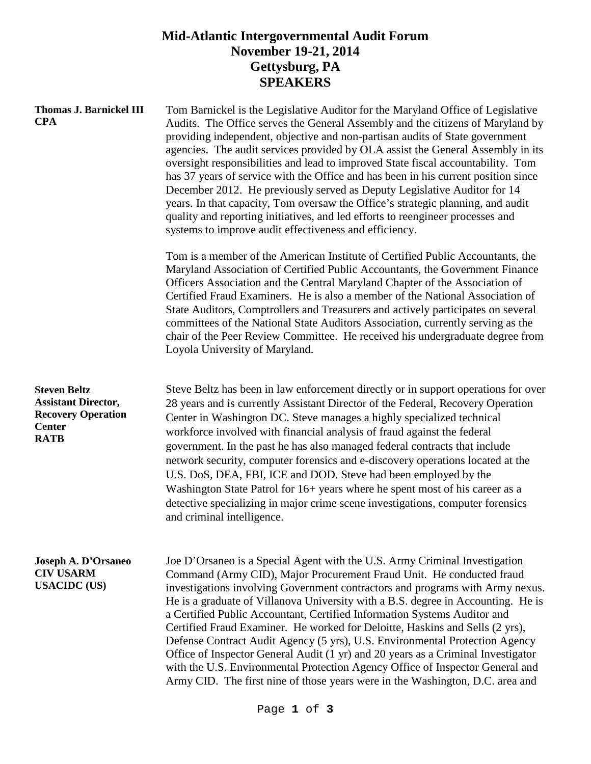# Mid-Atlantic Intergovernmental Audit Forum
## November 19-21, 2014
## Gettysburg, PA
## SPEAKERS

**Thomas J. Barnickel III**
**CPA**

Tom Barnickel is the Legislative Auditor for the Maryland Office of Legislative Audits. The Office serves the General Assembly and the citizens of Maryland by providing independent, objective and non-partisan audits of State government agencies. The audit services provided by OLA assist the General Assembly in its oversight responsibilities and lead to improved State fiscal accountability. Tom has 37 years of service with the Office and has been in his current position since December 2012. He previously served as Deputy Legislative Auditor for 14 years. In that capacity, Tom oversaw the Office's strategic planning, and audit quality and reporting initiatives, and led efforts to reengineer processes and systems to improve audit effectiveness and efficiency.

Tom is a member of the American Institute of Certified Public Accountants, the Maryland Association of Certified Public Accountants, the Government Finance Officers Association and the Central Maryland Chapter of the Association of Certified Fraud Examiners. He is also a member of the National Association of State Auditors, Comptrollers and Treasurers and actively participates on several committees of the National State Auditors Association, currently serving as the chair of the Peer Review Committee. He received his undergraduate degree from Loyola University of Maryland.

**Steven Beltz**
**Assistant Director,**
**Recovery Operation**
**Center**
**RATB**

Steve Beltz has been in law enforcement directly or in support operations for over 28 years and is currently Assistant Director of the Federal, Recovery Operation Center in Washington DC. Steve manages a highly specialized technical workforce involved with financial analysis of fraud against the federal government. In the past he has also managed federal contracts that include network security, computer forensics and e-discovery operations located at the U.S. DoS, DEA, FBI, ICE and DOD. Steve had been employed by the Washington State Patrol for 16+ years where he spent most of his career as a detective specializing in major crime scene investigations, computer forensics and criminal intelligence.

**Joseph A. D'Orsaneo**
**CIV USARM**
**USACIDC (US)**

Joe D'Orsaneo is a Special Agent with the U.S. Army Criminal Investigation Command (Army CID), Major Procurement Fraud Unit. He conducted fraud investigations involving Government contractors and programs with Army nexus. He is a graduate of Villanova University with a B.S. degree in Accounting. He is a Certified Public Accountant, Certified Information Systems Auditor and Certified Fraud Examiner. He worked for Deloitte, Haskins and Sells (2 yrs), Defense Contract Audit Agency (5 yrs), U.S. Environmental Protection Agency Office of Inspector General Audit (1 yr) and 20 years as a Criminal Investigator with the U.S. Environmental Protection Agency Office of Inspector General and Army CID. The first nine of those years were in the Washington, D.C. area and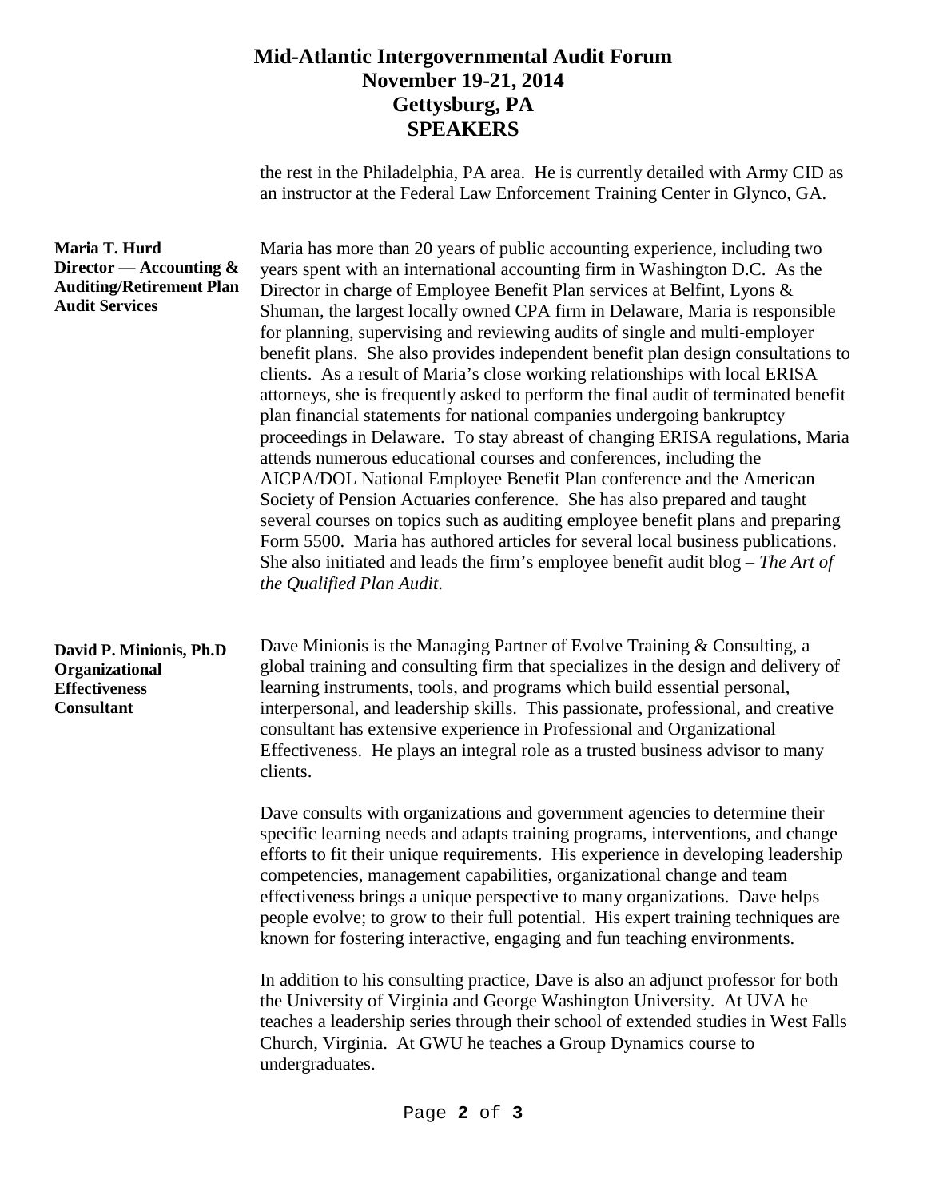the rest in the Philadelphia, PA area. He is currently detailed with Army CID as an instructor at the Federal Law Enforcement Training Center in Glynco, GA.

**Maria T. Hurd**
**Director — Accounting & Auditing/Retirement Plan Audit Services**

Maria has more than 20 years of public accounting experience, including two years spent with an international accounting firm in Washington D.C. As the Director in charge of Employee Benefit Plan services at Belfint, Lyons & Shuman, the largest locally owned CPA firm in Delaware, Maria is responsible for planning, supervising and reviewing audits of single and multi-employer benefit plans. She also provides independent benefit plan design consultations to clients. As a result of Maria's close working relationships with local ERISA attorneys, she is frequently asked to perform the final audit of terminated benefit plan financial statements for national companies undergoing bankruptcy proceedings in Delaware. To stay abreast of changing ERISA regulations, Maria attends numerous educational courses and conferences, including the AICPA/DOL National Employee Benefit Plan conference and the American Society of Pension Actuaries conference. She has also prepared and taught several courses on topics such as auditing employee benefit plans and preparing Form 5500. Maria has authored articles for several local business publications. She also initiated and leads the firm's employee benefit audit blog – *The Art of the Qualified Plan Audit*.

**David P. Minionis, Ph.D**
**Organizational Effectiveness Consultant**

Dave Minionis is the Managing Partner of Evolve Training & Consulting, a global training and consulting firm that specializes in the design and delivery of learning instruments, tools, and programs which build essential personal, interpersonal, and leadership skills. This passionate, professional, and creative consultant has extensive experience in Professional and Organizational Effectiveness. He plays an integral role as a trusted business advisor to many clients.

Dave consults with organizations and government agencies to determine their specific learning needs and adapts training programs, interventions, and change efforts to fit their unique requirements. His experience in developing leadership competencies, management capabilities, organizational change and team effectiveness brings a unique perspective to many organizations. Dave helps people evolve; to grow to their full potential. His expert training techniques are known for fostering interactive, engaging and fun teaching environments.

In addition to his consulting practice, Dave is also an adjunct professor for both the University of Virginia and George Washington University. At UVA he teaches a leadership series through their school of extended studies in West Falls Church, Virginia. At GWU he teaches a Group Dynamics course to undergraduates.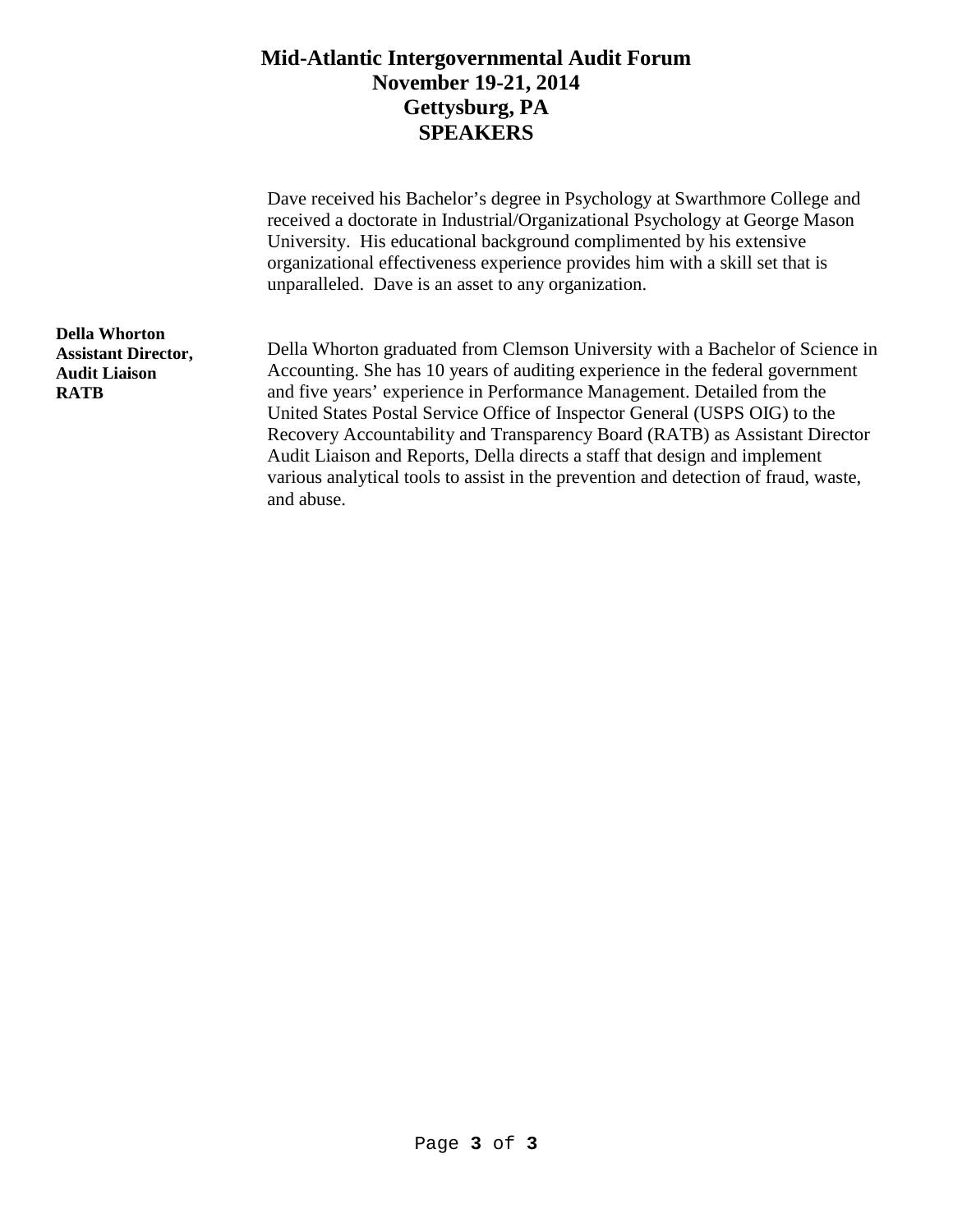# Mid-Atlantic Intergovernmental Audit Forum
## November 19-21, 2014
## Gettysburg, PA
## SPEAKERS

Dave received his Bachelor's degree in Psychology at Swarthmore College and received a doctorate in Industrial/Organizational Psychology at George Mason University. His educational background complimented by his extensive organizational effectiveness experience provides him with a skill set that is unparalleled. Dave is an asset to any organization.

**Della Whorton**
**Assistant Director, Audit Liaison**
**RATB**

Della Whorton graduated from Clemson University with a Bachelor of Science in Accounting. She has 10 years of auditing experience in the federal government and five years' experience in Performance Management. Detailed from the United States Postal Service Office of Inspector General (USPS OIG) to the Recovery Accountability and Transparency Board (RATB) as Assistant Director Audit Liaison and Reports, Della directs a staff that design and implement various analytical tools to assist in the prevention and detection of fraud, waste, and abuse.